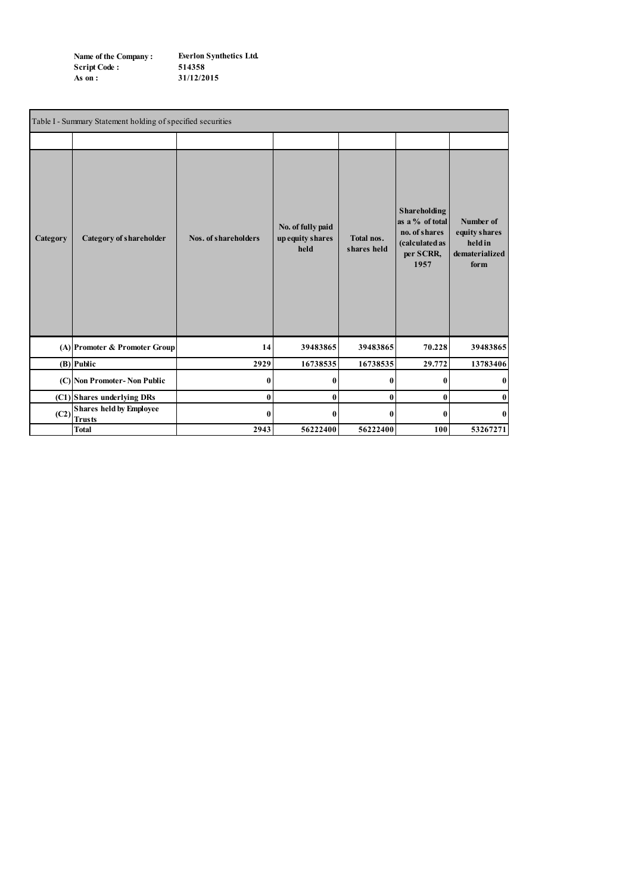**Name of the Company :** **Everlon Synthetics Ltd.**
**Script Code :** **514358**
**As on :** **31/12/2015**

Table I - Summary Statement holding of specified securities

| Category | Category of shareholder | Nos. of shareholders | No. of fully paid up equity shares held | Total nos. shares held | Shareholding as a % of total no. of shares (calculated as per SCRR, 1957 | Number of equity shares held in dematerialized form |
|---|---|---|---|---|---|---|
| (A) | Promoter & Promoter Group | 14 | 39483865 | 39483865 | 70.228 | 39483865 |
| (B) | Public | 2929 | 16738535 | 16738535 | 29.772 | 13783406 |
| (C) | Non Promoter- Non Public | 0 | 0 | 0 | 0 | 0 |
| (C1) | Shares underlying DRs | 0 | 0 | 0 | 0 | 0 |
| (C2) | Shares held by Employee Trusts | 0 | 0 | 0 | 0 | 0 |
| | Total | 2943 | 56222400 | 56222400 | 100 | 53267271 |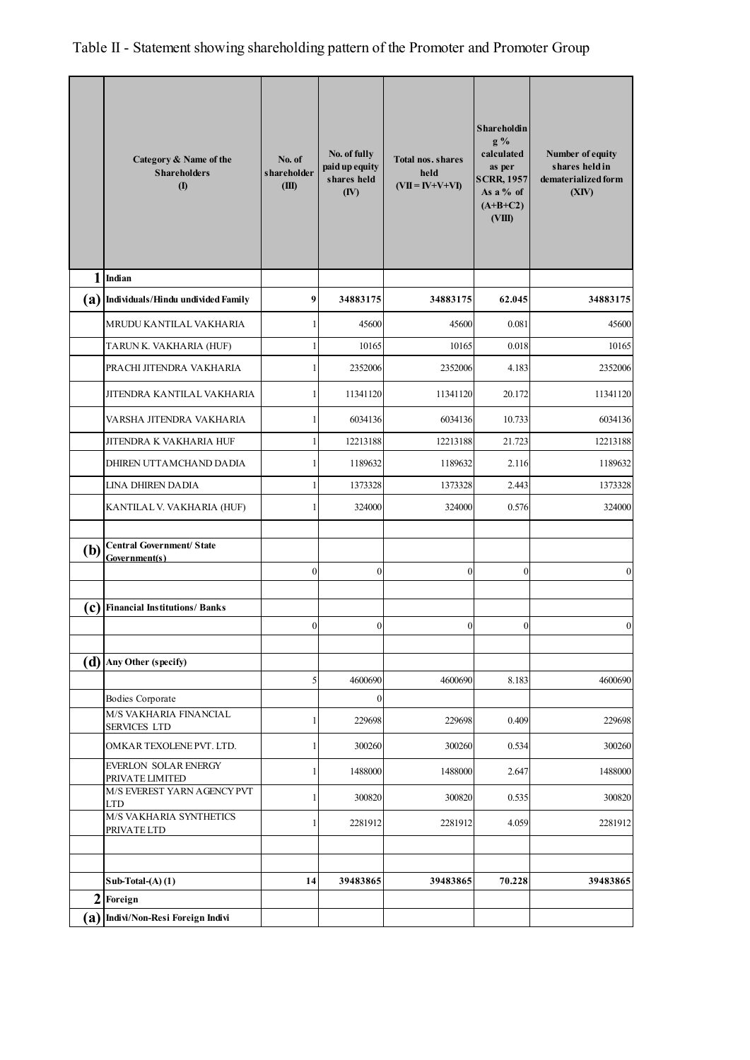# Table II - Statement showing shareholding pattern of the Promoter and Promoter Group

| | Category & Name of the Shareholders (I) | No. of shareholder (III) | No. of fully paid up equity shares held (IV) | Total nos. shares held (VII = IV+V+VI) | Shareholding % calculated as per SCRR, 1957 As a % of (A+B+C2) (VIII) | Number of equity shares held in dematerialized form (XIV) |
|---|---|---|---|---|---|---|
| **1** | **Indian** | | | | | |
| **(a)** | **Individuals/Hindu undivided Family** | **9** | **34883175** | **34883175** | **62.045** | **34883175** |
| | MRUDU KANTILAL VAKHARIA | 1 | 45600 | 45600 | 0.081 | 45600 |
| | TARUN K. VAKHARIA (HUF) | 1 | 10165 | 10165 | 0.018 | 10165 |
| | PRACHI JITENDRA VAKHARIA | 1 | 2352006 | 2352006 | 4.183 | 2352006 |
| | JITENDRA KANTILAL VAKHARIA | 1 | 11341120 | 11341120 | 20.172 | 11341120 |
| | VARSHA JITENDRA VAKHARIA | 1 | 6034136 | 6034136 | 10.733 | 6034136 |
| | JITENDRA K VAKHARIA HUF | 1 | 12213188 | 12213188 | 21.723 | 12213188 |
| | DHIREN UTTAMCHAND DADIA | 1 | 1189632 | 1189632 | 2.116 | 1189632 |
| | LINA DHIREN DADIA | 1 | 1373328 | 1373328 | 2.443 | 1373328 |
| | KANTILAL V. VAKHARIA (HUF) | 1 | 324000 | 324000 | 0.576 | 324000 |
| | | | | | | |
| **(b)** | **Central Government/ State Government(s)** | | | | | |
| | | 0 | 0 | 0 | 0 | 0 |
| | | | | | | |
| **(c)** | **Financial Institutions/ Banks** | | | | | |
| | | 0 | 0 | 0 | 0 | 0 |
| | | | | | | |
| **(d)** | **Any Other (specify)** | | | | | |
| | | 5 | 4600690 | 4600690 | 8.183 | 4600690 |
| | Bodies Corporate | | 0 | | | |
| | M/S VAKHARIA FINANCIAL SERVICES LTD | 1 | 229698 | 229698 | 0.409 | 229698 |
| | OMKAR TEXOLENE PVT. LTD. | 1 | 300260 | 300260 | 0.534 | 300260 |
| | EVERLON SOLAR ENERGY PRIVATE LIMITED | 1 | 1488000 | 1488000 | 2.647 | 1488000 |
| | M/S EVEREST YARN AGENCY PVT LTD | 1 | 300820 | 300820 | 0.535 | 300820 |
| | M/S VAKHARIA SYNTHETICS PRIVATE LTD | 1 | 2281912 | 2281912 | 4.059 | 2281912 |
| | | | | | | |
| | | | | | | |
| | **Sub-Total-(A) (1)** | **14** | **39483865** | **39483865** | **70.228** | **39483865** |
| **2** | **Foreign** | | | | | |
| **(a)** | **Indivi/Non-Resi Foreign Indivi** | | | | | |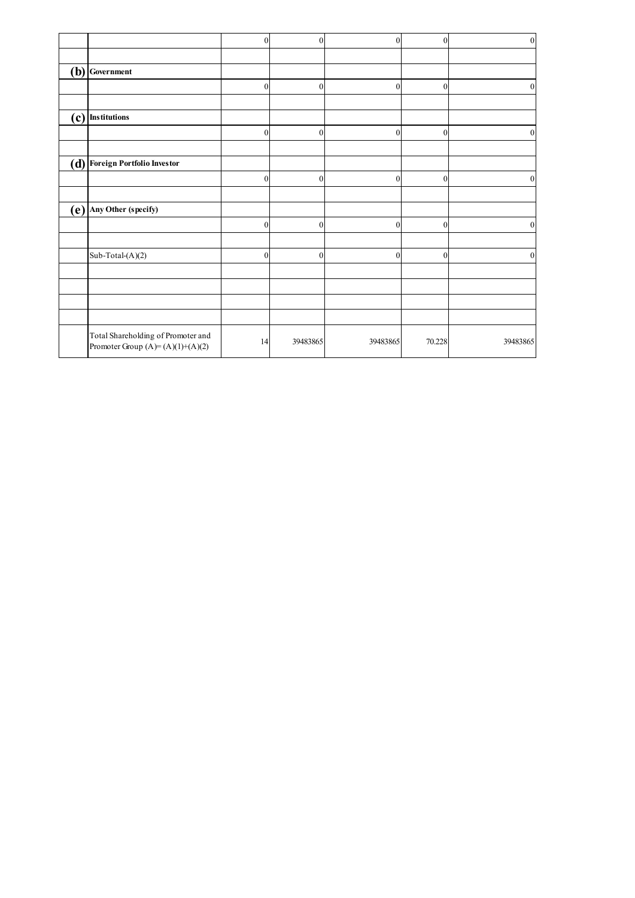| | | | | | | |
|---|---|---|---|---|---|---|
| | | 0 | 0 | 0 | 0 | 0 |
| | | | | | | |
| **(b)** | **Government** | | | | | |
| | | 0 | 0 | 0 | 0 | 0 |
| | | | | | | |
| **(c)** | **Institutions** | | | | | |
| | | 0 | 0 | 0 | 0 | 0 |
| | | | | | | |
| **(d)** | **Foreign Portfolio Investor** | | | | | |
| | | 0 | 0 | 0 | 0 | 0 |
| | | | | | | |
| **(e)** | **Any Other (specify)** | | | | | |
| | | 0 | 0 | 0 | 0 | 0 |
| | | | | | | |
| | Sub-Total-(A)(2) | 0 | 0 | 0 | 0 | 0 |
| | | | | | | |
| | | | | | | |
| | | | | | | |
| | | | | | | |
| | Total Shareholding of Promoter and Promoter Group (A)= (A)(1)+(A)(2) | 14 | 39483865 | 39483865 | 70.228 | 39483865 |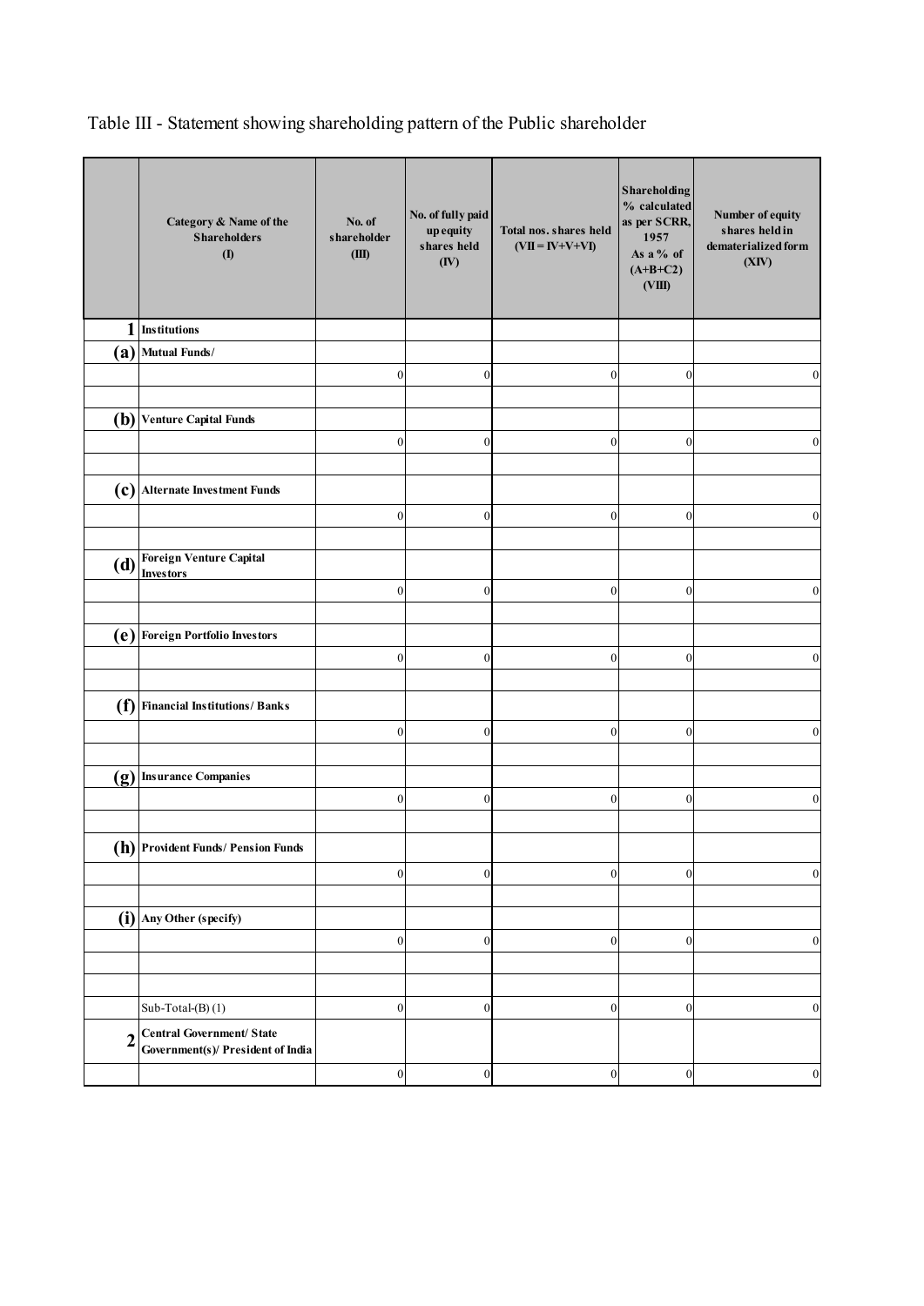Table III - Statement showing shareholding pattern of the Public shareholder

| | Category & Name of the Shareholders (I) | No. of shareholder (III) | No. of fully paid up equity shares held (IV) | Total nos. shares held (VII = IV+V+VI) | Shareholding % calculated as per SCRR, 1957 As a % of (A+B+C2) (VIII) | Number of equity shares held in dematerialized form (XIV) |
|---|---|---|---|---|---|---|
| 1 | Institutions | | | | | |
| (a) | Mutual Funds/ | | | | | |
| | | 0 | 0 | 0 | 0 | 0 |
| | | | | | | |
| (b) | Venture Capital Funds | | | | | |
| | | 0 | 0 | 0 | 0 | 0 |
| | | | | | | |
| (c) | Alternate Investment Funds | | | | | |
| | | 0 | 0 | 0 | 0 | 0 |
| | | | | | | |
| (d) | Foreign Venture Capital Investors | | | | | |
| | | 0 | 0 | 0 | 0 | 0 |
| | | | | | | |
| (e) | Foreign Portfolio Investors | | | | | |
| | | 0 | 0 | 0 | 0 | 0 |
| | | | | | | |
| (f) | Financial Institutions/ Banks | | | | | |
| | | 0 | 0 | 0 | 0 | 0 |
| | | | | | | |
| (g) | Insurance Companies | | | | | |
| | | 0 | 0 | 0 | 0 | 0 |
| | | | | | | |
| (h) | Provident Funds/ Pension Funds | | | | | |
| | | 0 | 0 | 0 | 0 | 0 |
| | | | | | | |
| (i) | Any Other (specify) | | | | | |
| | | 0 | 0 | 0 | 0 | 0 |
| | | | | | | |
| | | | | | | |
| | Sub-Total-(B) (1) | 0 | 0 | 0 | 0 | 0 |
| 2 | Central Government/ State Government(s)/ President of India | | | | | |
| | | 0 | 0 | 0 | 0 | 0 |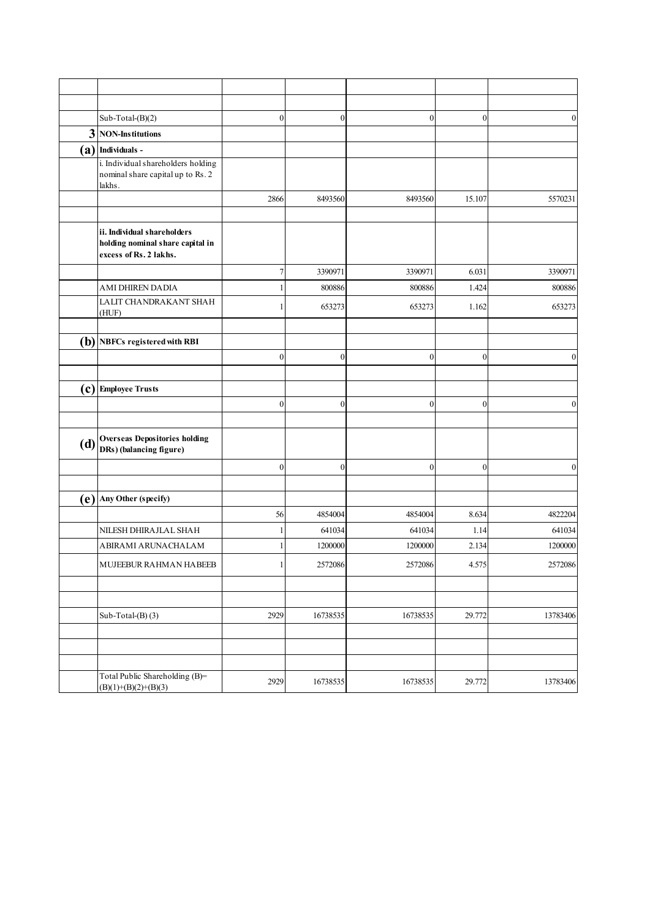| | | | | | | |
|---|---|---|---|---|---|---|
| | | | | | | |
| | | | | | | |
| | Sub-Total-(B)(2) | 0 | 0 | 0 | 0 | 0 |
| **3** | **NON-Institutions** | | | | | |
| **(a)** | **Individuals -** | | | | | |
| | i. Individual shareholders holding nominal share capital up to Rs. 2 lakhs. | | | | | |
| | | 2866 | 8493560 | 8493560 | 15.107 | 5570231 |
| | | | | | | |
| | **ii. Individual shareholders holding nominal share capital in excess of Rs. 2 lakhs.** | | | | | |
| | | 7 | 3390971 | 3390971 | 6.031 | 3390971 |
| | AMI DHIREN DADIA | 1 | 800886 | 800886 | 1.424 | 800886 |
| | LALIT CHANDRAKANT SHAH (HUF) | 1 | 653273 | 653273 | 1.162 | 653273 |
| | | | | | | |
| **(b)** | **NBFCs registered with RBI** | | | | | |
| | | 0 | 0 | 0 | 0 | 0 |
| | | | | | | |
| **(c)** | **Employee Trusts** | | | | | |
| | | 0 | 0 | 0 | 0 | 0 |
| | | | | | | |
| **(d)** | **Overseas Depositories holding DRs) (balancing figure)** | | | | | |
| | | 0 | 0 | 0 | 0 | 0 |
| | | | | | | |
| **(e)** | **Any Other (specify)** | | | | | |
| | | 56 | 4854004 | 4854004 | 8.634 | 4822204 |
| | NILESH DHIRAJLAL SHAH | 1 | 641034 | 641034 | 1.14 | 641034 |
| | ABIRAMI ARUNACHALAM | 1 | 1200000 | 1200000 | 2.134 | 1200000 |
| | MUJEEBUR RAHMAN HABEEB | 1 | 2572086 | 2572086 | 4.575 | 2572086 |
| | | | | | | |
| | | | | | | |
| | Sub-Total-(B) (3) | 2929 | 16738535 | 16738535 | 29.772 | 13783406 |
| | | | | | | |
| | | | | | | |
| | | | | | | |
| | Total Public Shareholding (B)= (B)(1)+(B)(2)+(B)(3) | 2929 | 16738535 | 16738535 | 29.772 | 13783406 |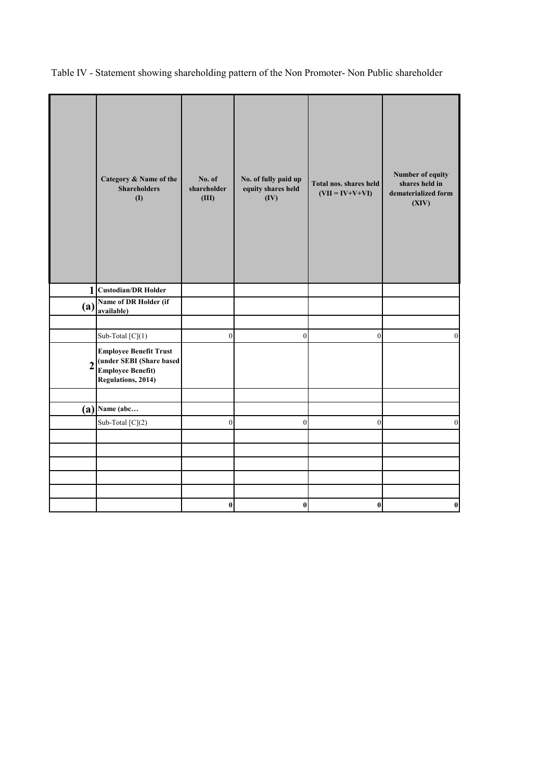Table IV - Statement showing shareholding pattern of the Non Promoter- Non Public shareholder

| | Category & Name of the Shareholders (I) | No. of shareholder (III) | No. of fully paid up equity shares held (IV) | Total nos. shares held (VII = IV+V+VI) | Number of equity shares held in dematerialized form (XIV) |
|---|---|---|---|---|---|
| **1** | **Custodian/DR Holder** | | | | |
| **(a)** | **Name of DR Holder (if available)** | | | | |
| | | | | | |
| | Sub-Total [C](1) | 0 | 0 | 0 | 0 |
| **2** | **Employee Benefit Trust (under SEBI (Share based Employee Benefit) Regulations, 2014)** | | | | |
| | | | | | |
| **(a)** | **Name (abc…** | | | | |
| | Sub-Total [C](2) | 0 | 0 | 0 | 0 |
| | | | | | |
| | | | | | |
| | | | | | |
| | | | | | |
| | | | | | |
| | | **0** | **0** | **0** | **0** |